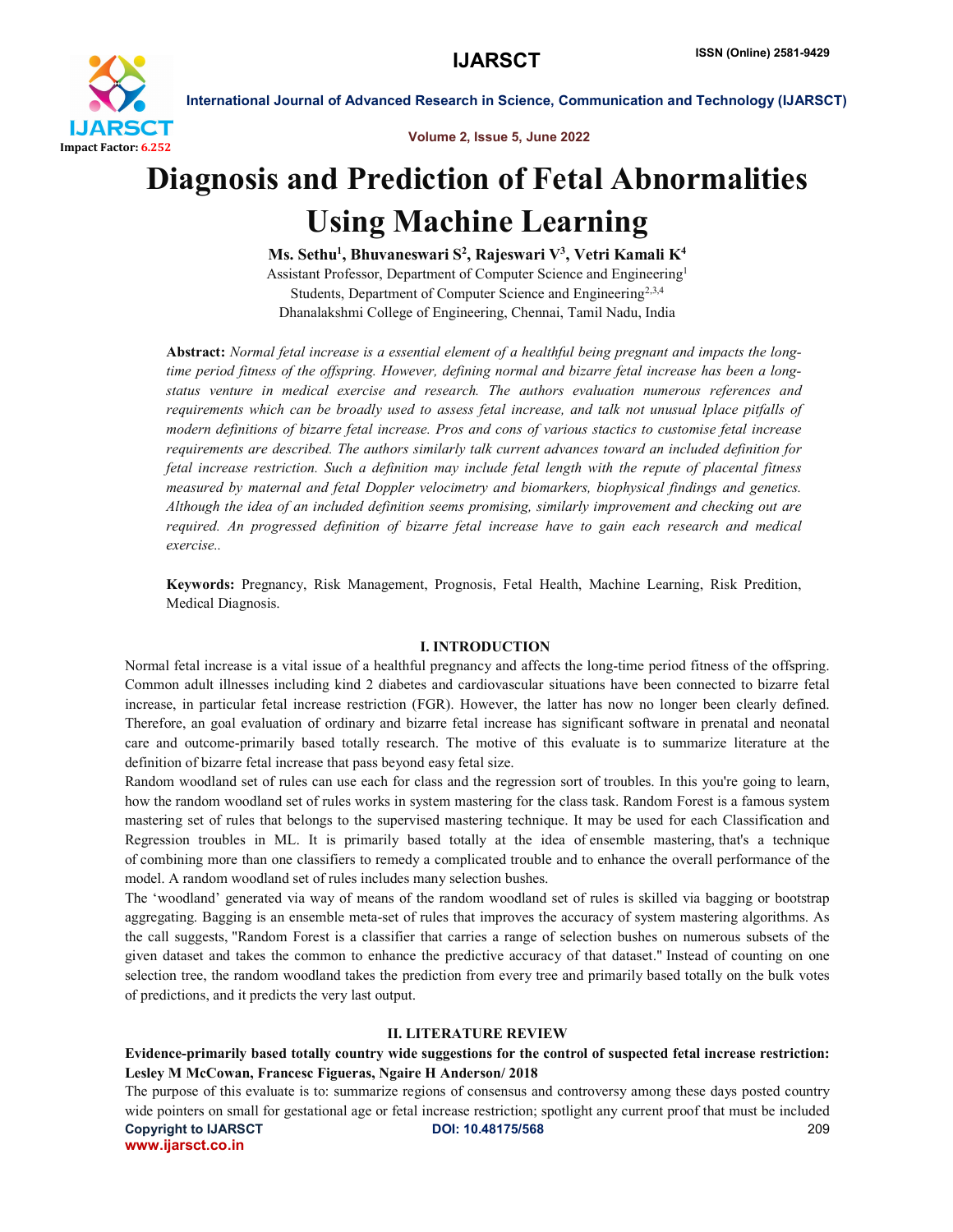# Diagnosis and Prediction of Fetal Abnormalities Using Machine Learning

**Ms. Sethu[1], Bhuvaneswari S[2], Rajeswari V[3], Vetri Kamali K[4]**

Assistant Professor, Department of Computer Science and Engineering[1]

Students, Department of Computer Science and Engineering[2,3,4]

Dhanalakshmi College of Engineering, Chennai, Tamil Nadu, India

**Abstract:** *Normal fetal increase is a essential element of a healthful being pregnant and impacts the long-time period fitness of the offspring. However, defining normal and bizarre fetal increase has been a long-status venture in medical exercise and research. The authors evaluation numerous references and requirements which can be broadly used to assess fetal increase, and talk not unusual lplace pitfalls of modern definitions of bizarre fetal increase. Pros and cons of various stactics to customise fetal increase requirements are described. The authors similarly talk current advances toward an included definition for fetal increase restriction. Such a definition may include fetal length with the repute of placental fitness measured by maternal and fetal Doppler velocimetry and biomarkers, biophysical findings and genetics. Although the idea of an included definition seems promising, similarly improvement and checking out are required. An progressed definition of bizarre fetal increase have to gain each research and medical exercise..*

**Keywords:** Pregnancy, Risk Management, Prognosis, Fetal Health, Machine Learning, Risk Predition, Medical Diagnosis.

## I. INTRODUCTION

Normal fetal increase is a vital issue of a healthful pregnancy and affects the long-time period fitness of the offspring. Common adult illnesses including kind 2 diabetes and cardiovascular situations have been connected to bizarre fetal increase, in particular fetal increase restriction (FGR). However, the latter has now no longer been clearly defined. Therefore, an goal evaluation of ordinary and bizarre fetal increase has significant software in prenatal and neonatal care and outcome-primarily based totally research. The motive of this evaluate is to summarize literature at the definition of bizarre fetal increase that pass beyond easy fetal size.

Random woodland set of rules can use each for class and the regression sort of troubles. In this you're going to learn, how the random woodland set of rules works in system mastering for the class task. Random Forest is a famous system mastering set of rules that belongs to the supervised mastering technique. It may be used for each Classification and Regression troubles in ML. It is primarily based totally at the idea of ensemble mastering, that's a technique of combining more than one classifiers to remedy a complicated trouble and to enhance the overall performance of the model. A random woodland set of rules includes many selection bushes.

The 'woodland' generated via way of means of the random woodland set of rules is skilled via bagging or bootstrap aggregating. Bagging is an ensemble meta-set of rules that improves the accuracy of system mastering algorithms. As the call suggests, "Random Forest is a classifier that carries a range of selection bushes on numerous subsets of the given dataset and takes the common to enhance the predictive accuracy of that dataset." Instead of counting on one selection tree, the random woodland takes the prediction from every tree and primarily based totally on the bulk votes of predictions, and it predicts the very last output.

## II. LITERATURE REVIEW

**Evidence-primarily based totally country wide suggestions for the control of suspected fetal increase restriction: Lesley M McCowan, Francesc Figueras, Ngaire H Anderson/ 2018**

The purpose of this evaluate is to: summarize regions of consensus and controversy among these days posted country wide pointers on small for gestational age or fetal increase restriction; spotlight any current proof that must be included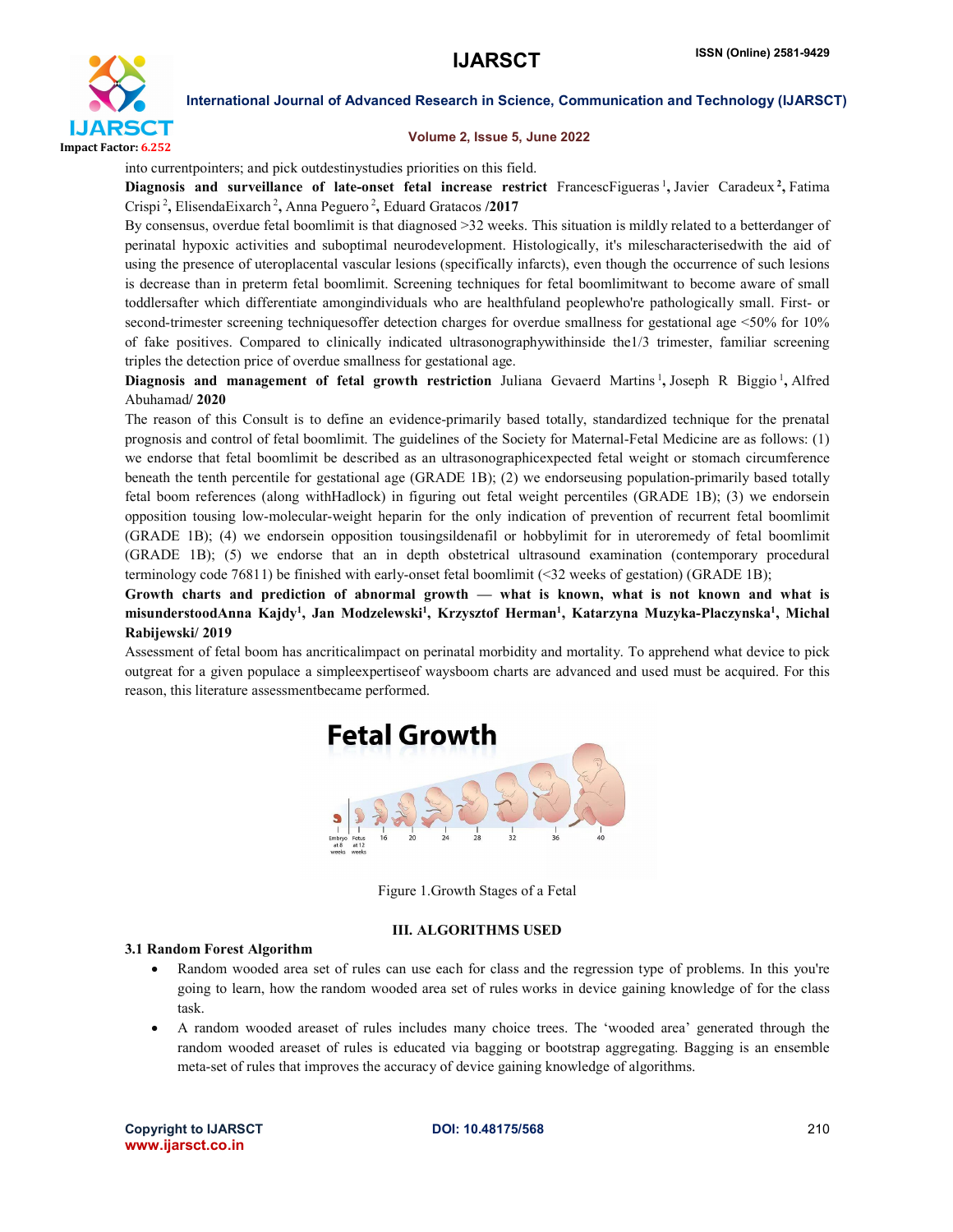into currentpointers; and pick outdestinystudies priorities on this field.

**Diagnosis and surveillance of late-onset fetal increase restrict** FrancescFigueras [1], Javier Caradeux [2], Fatima Crispi [2], ElisendaEixarch [2], Anna Peguero [2], Eduard Gratacos /**2017**

By consensus, overdue fetal boomlimit is that diagnosed >32 weeks. This situation is mildly related to a betterdanger of perinatal hypoxic activities and suboptimal neurodevelopment. Histologically, it's milescharacterisedwith the aid of using the presence of uteroplacental vascular lesions (specifically infarcts), even though the occurrence of such lesions is decrease than in preterm fetal boomlimit. Screening techniques for fetal boomlimitwant to become aware of small toddlersafter which differentiate amongindividuals who are healthfuland peoplewho're pathologically small. First- or second-trimester screening techniquesoffer detection charges for overdue smallness for gestational age <50% for 10% of fake positives. Compared to clinically indicated ultrasonographywithinside the1/3 trimester, familiar screening triples the detection price of overdue smallness for gestational age.

**Diagnosis and management of fetal growth restriction** Juliana Gevaerd Martins [1], Joseph R Biggio [1], Alfred Abuhamad/ **2020**

The reason of this Consult is to define an evidence-primarily based totally, standardized technique for the prenatal prognosis and control of fetal boomlimit. The guidelines of the Society for Maternal-Fetal Medicine are as follows: (1) we endorse that fetal boomlimit be described as an ultrasonographicexpected fetal weight or stomach circumference beneath the tenth percentile for gestational age (GRADE 1B); (2) we endorseusing population-primarily based totally fetal boom references (along withHadlock) in figuring out fetal weight percentiles (GRADE 1B); (3) we endorsein opposition tousing low-molecular-weight heparin for the only indication of prevention of recurrent fetal boomlimit (GRADE 1B); (4) we endorsein opposition tousingsildenafil or hobbylimit for in uteroremedy of fetal boomlimit (GRADE 1B); (5) we endorse that an in depth obstetrical ultrasound examination (contemporary procedural terminology code 76811) be finished with early-onset fetal boomlimit (<32 weeks of gestation) (GRADE 1B);

**Growth charts and prediction of abnormal growth — what is known, what is not known and what is misunderstoodAnna Kajdy[1], Jan Modzelewski[1], Krzysztof Herman[1], Katarzyna Muzyka-Placzynska[1], Michal Rabijewski/ 2019**

Assessment of fetal boom has ancriticalimpact on perinatal morbidity and mortality. To apprehend what device to pick outgreat for a given populace a simpleexpertiseof waysboom charts are advanced and used must be acquired. For this reason, this literature assessmentbecame performed.

Figure 1.Growth Stages of a Fetal

## III. ALGORITHMS USED

### 3.1 Random Forest Algorithm

- Random wooded area set of rules can use each for class and the regression type of problems. In this you're going to learn, how the random wooded area set of rules works in device gaining knowledge of for the class task.
- A random wooded areaset of rules includes many choice trees. The 'wooded area' generated through the random wooded areaset of rules is educated via bagging or bootstrap aggregating. Bagging is an ensemble meta-set of rules that improves the accuracy of device gaining knowledge of algorithms.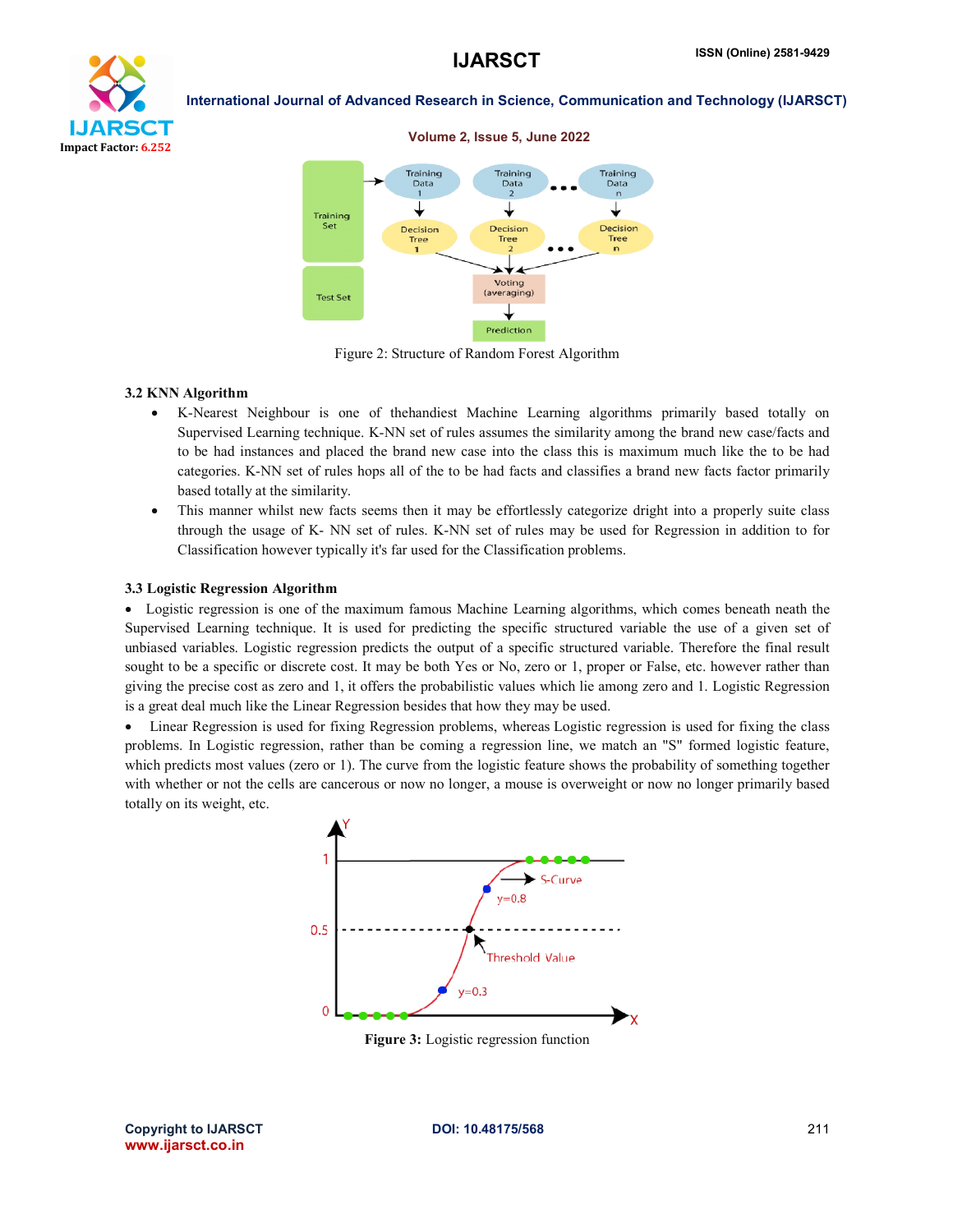Figure 2: Structure of Random Forest Algorithm

### 3.2 KNN Algorithm

- K-Nearest Neighbour is one of thehandiest Machine Learning algorithms primarily based totally on Supervised Learning technique. K-NN set of rules assumes the similarity among the brand new case/facts and to be had instances and placed the brand new case into the class this is maximum much like the to be had categories. K-NN set of rules hops all of the to be had facts and classifies a brand new facts factor primarily based totally at the similarity.
- This manner whilst new facts seems then it may be effortlessly categorize dright into a properly suite class through the usage of K- NN set of rules. K-NN set of rules may be used for Regression in addition to for Classification however typically it's far used for the Classification problems.

### 3.3 Logistic Regression Algorithm

- Logistic regression is one of the maximum famous Machine Learning algorithms, which comes beneath neath the Supervised Learning technique. It is used for predicting the specific structured variable the use of a given set of unbiased variables. Logistic regression predicts the output of a specific structured variable. Therefore the final result sought to be a specific or discrete cost. It may be both Yes or No, zero or 1, proper or False, etc. however rather than giving the precise cost as zero and 1, it offers the probabilistic values which lie among zero and 1. Logistic Regression is a great deal much like the Linear Regression besides that how they may be used.
- Linear Regression is used for fixing Regression problems, whereas Logistic regression is used for fixing the class problems. In Logistic regression, rather than be coming a regression line, we match an "S" formed logistic feature, which predicts most values (zero or 1). The curve from the logistic feature shows the probability of something together with whether or not the cells are cancerous or now no longer, a mouse is overweight or now no longer primarily based totally on its weight, etc.

**Figure 3:** Logistic regression function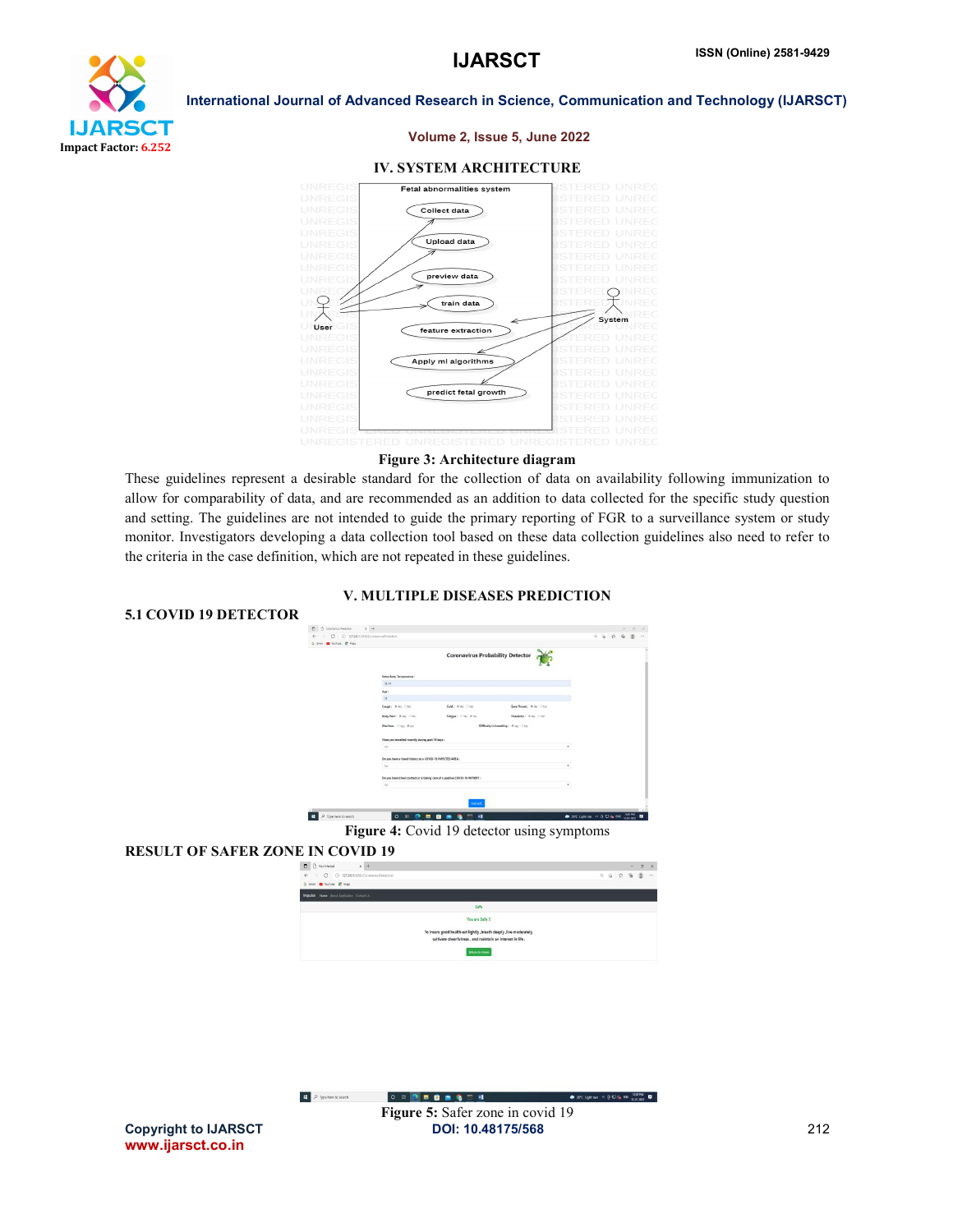## IV. SYSTEM ARCHITECTURE

**Figure 3: Architecture diagram**

These guidelines represent a desirable standard for the collection of data on availability following immunization to allow for comparability of data, and are recommended as an addition to data collected for the specific study question and setting. The guidelines are not intended to guide the primary reporting of FGR to a surveillance system or study monitor. Investigators developing a data collection tool based on these data collection guidelines also need to refer to the criteria in the case definition, which are not repeated in these guidelines.

## V. MULTIPLE DISEASES PREDICTION

### 5.1 COVID 19 DETECTOR

**Figure 4:** Covid 19 detector using symptoms

### RESULT OF SAFER ZONE IN COVID 19

**Figure 5:** Safer zone in covid 19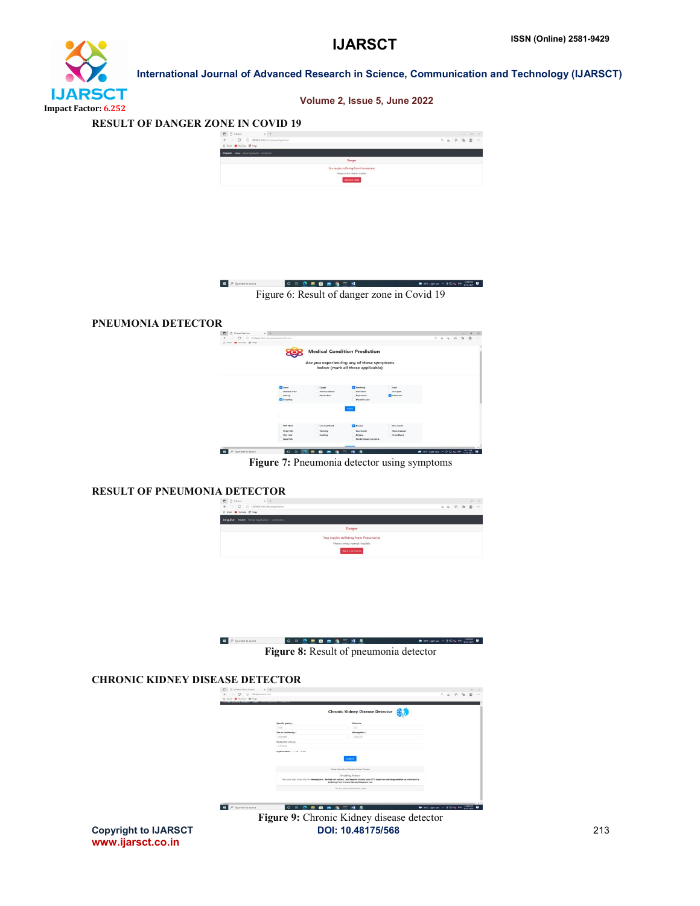## RESULT OF DANGER ZONE IN COVID 19

Figure 6: Result of danger zone in Covid 19

## PNEUMONIA DETECTOR

**Figure 7:** Pneumonia detector using symptoms

## RESULT OF PNEUMONIA DETECTOR

**Figure 8:** Result of pneumonia detector

## CHRONIC KIDNEY DISEASE DETECTOR

**Figure 9:** Chronic Kidney disease detector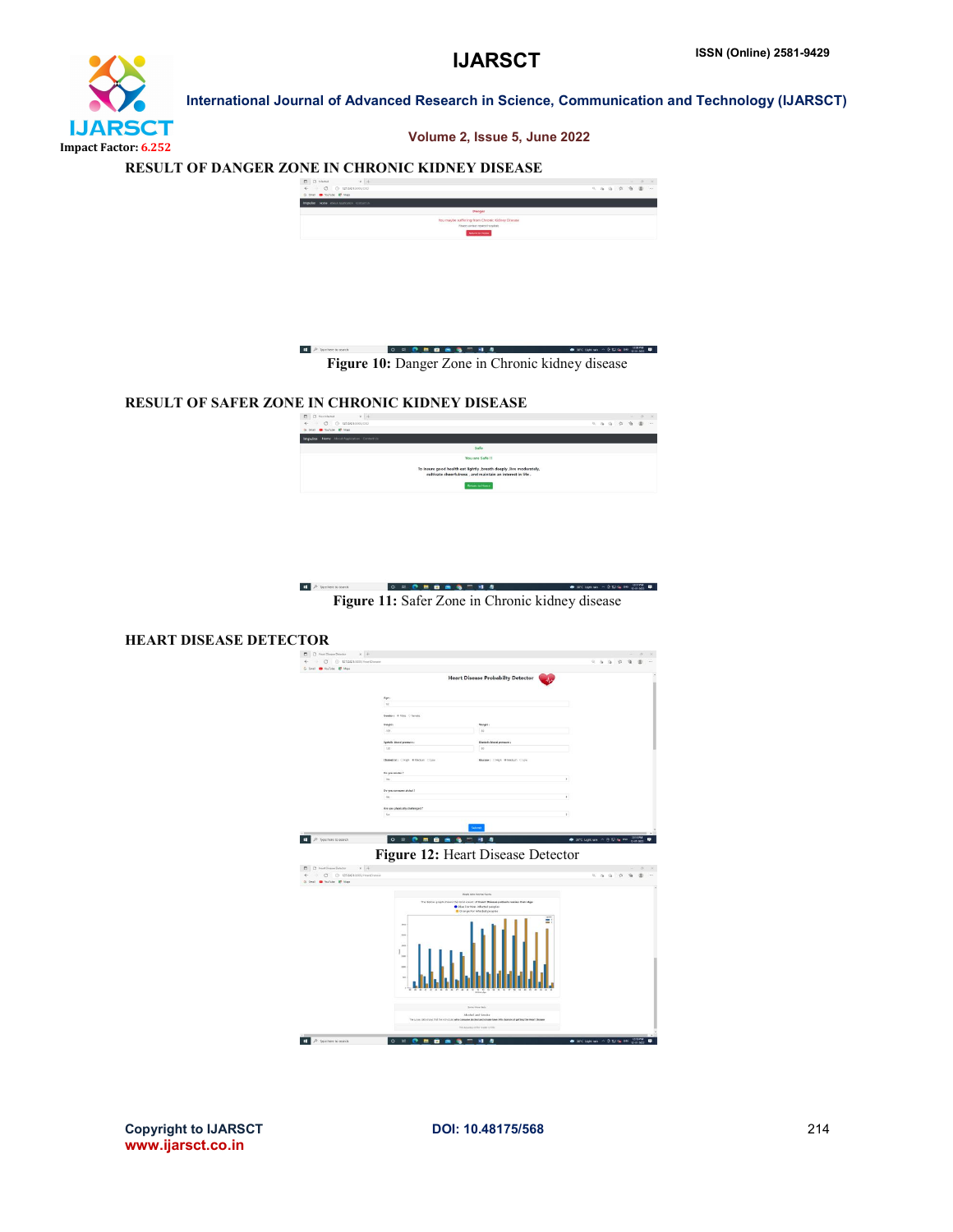### RESULT OF DANGER ZONE IN CHRONIC KIDNEY DISEASE

**Figure 10:** Danger Zone in Chronic kidney disease

### RESULT OF SAFER ZONE IN CHRONIC KIDNEY DISEASE

**Figure 11:** Safer Zone in Chronic kidney disease

### HEART DISEASE DETECTOR

**Figure 12:** Heart Disease Detector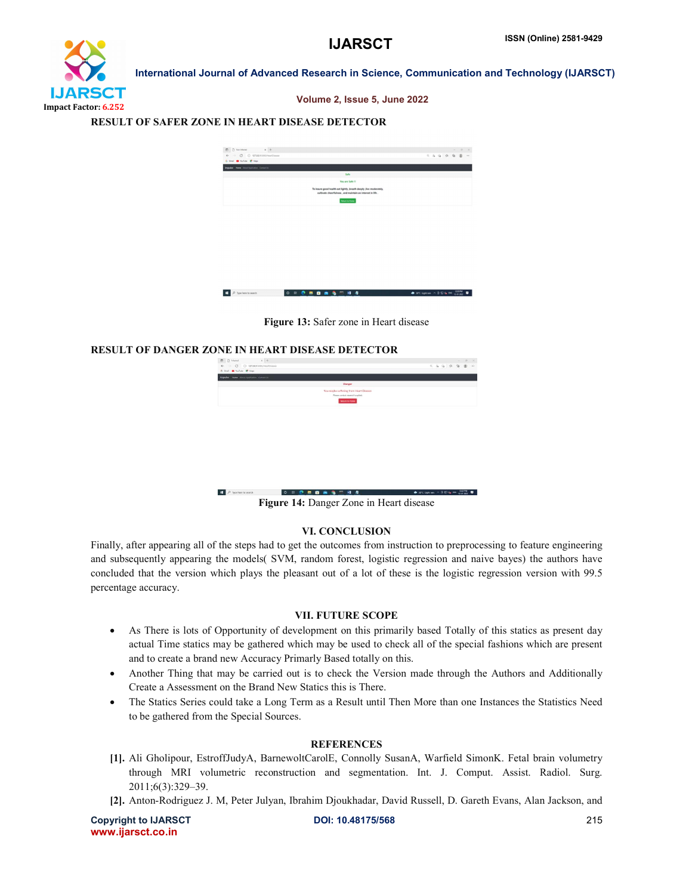**RESULT OF SAFER ZONE IN HEART DISEASE DETECTOR**

**Figure 13:** Safer zone in Heart disease

**RESULT OF DANGER ZONE IN HEART DISEASE DETECTOR**

**Figure 14:** Danger Zone in Heart disease

## VI. CONCLUSION

Finally, after appearing all of the steps had to get the outcomes from instruction to preprocessing to feature engineering and subsequently appearing the models( SVM, random forest, logistic regression and naive bayes) the authors have concluded that the version which plays the pleasant out of a lot of these is the logistic regression version with 99.5 percentage accuracy.

## VII. FUTURE SCOPE

- As There is lots of Opportunity of development on this primarily based Totally of this statics as present day actual Time statics may be gathered which may be used to check all of the special fashions which are present and to create a brand new Accuracy Primarly Based totally on this.
- Another Thing that may be carried out is to check the Version made through the Authors and Additionally Create a Assessment on the Brand New Statics this is There.
- The Statics Series could take a Long Term as a Result until Then More than one Instances the Statistics Need to be gathered from the Special Sources.

## REFERENCES

**[1].** Ali Gholipour, EstroffJudyA, BarnewoltCarolE, Connolly SusanA, Warfield SimonK. Fetal brain volumetry through MRI volumetric reconstruction and segmentation. Int. J. Comput. Assist. Radiol. Surg. 2011;6(3):329–39.

**[2].** Anton-Rodriguez J. M, Peter Julyan, Ibrahim Djoukhadar, David Russell, D. Gareth Evans, Alan Jackson, and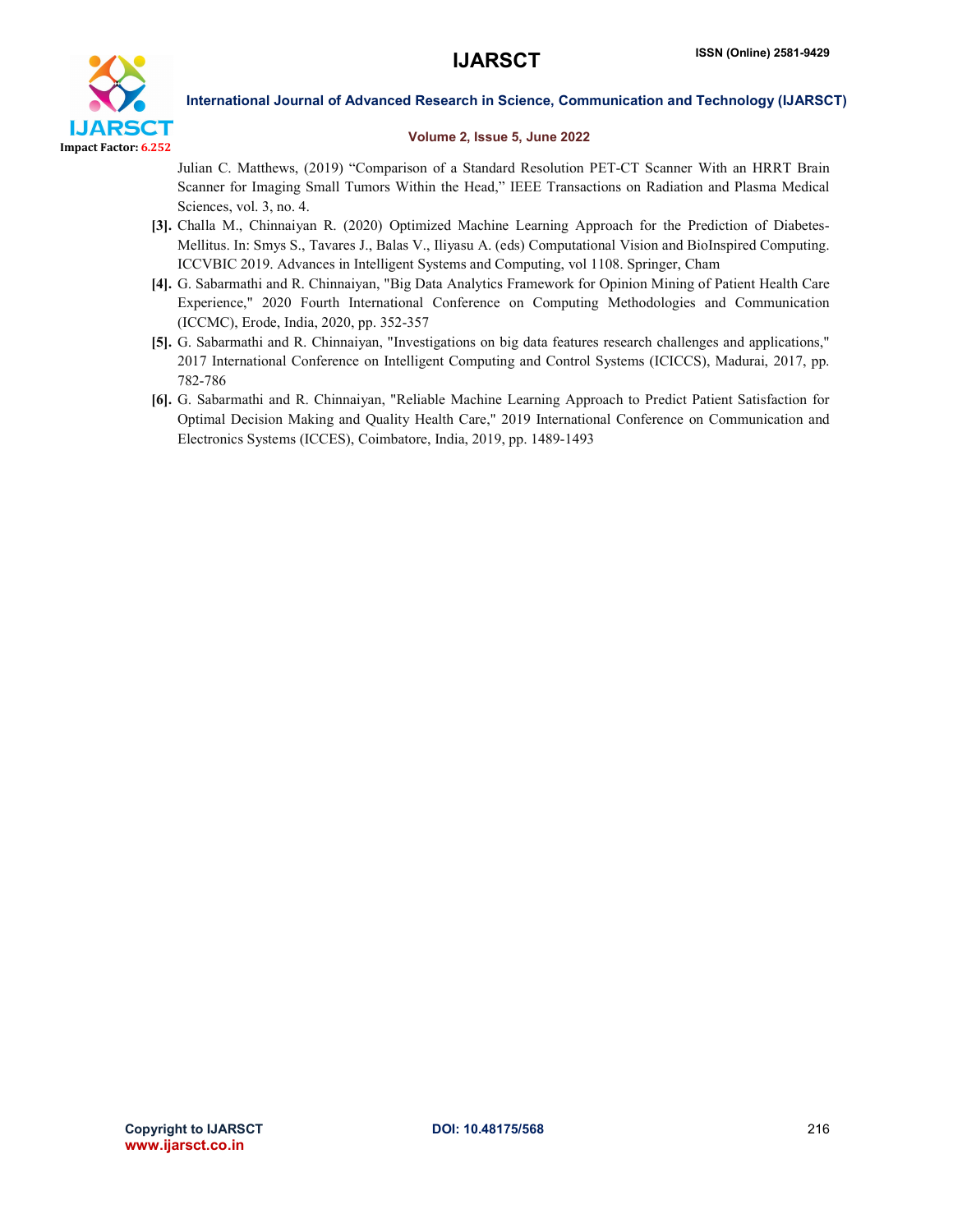Julian C. Matthews, (2019) “Comparison of a Standard Resolution PET-CT Scanner With an HRRT Brain Scanner for Imaging Small Tumors Within the Head,” IEEE Transactions on Radiation and Plasma Medical Sciences, vol. 3, no. 4.

**[3].** Challa M., Chinnaiyan R. (2020) Optimized Machine Learning Approach for the Prediction of Diabetes-Mellitus. In: Smys S., Tavares J., Balas V., Iliyasu A. (eds) Computational Vision and BioInspired Computing. ICCVBIC 2019. Advances in Intelligent Systems and Computing, vol 1108. Springer, Cham

**[4].** G. Sabarmathi and R. Chinnaiyan, "Big Data Analytics Framework for Opinion Mining of Patient Health Care Experience," 2020 Fourth International Conference on Computing Methodologies and Communication (ICCMC), Erode, India, 2020, pp. 352-357

**[5].** G. Sabarmathi and R. Chinnaiyan, "Investigations on big data features research challenges and applications," 2017 International Conference on Intelligent Computing and Control Systems (ICICCS), Madurai, 2017, pp. 782-786

**[6].** G. Sabarmathi and R. Chinnaiyan, "Reliable Machine Learning Approach to Predict Patient Satisfaction for Optimal Decision Making and Quality Health Care," 2019 International Conference on Communication and Electronics Systems (ICCES), Coimbatore, India, 2019, pp. 1489-1493